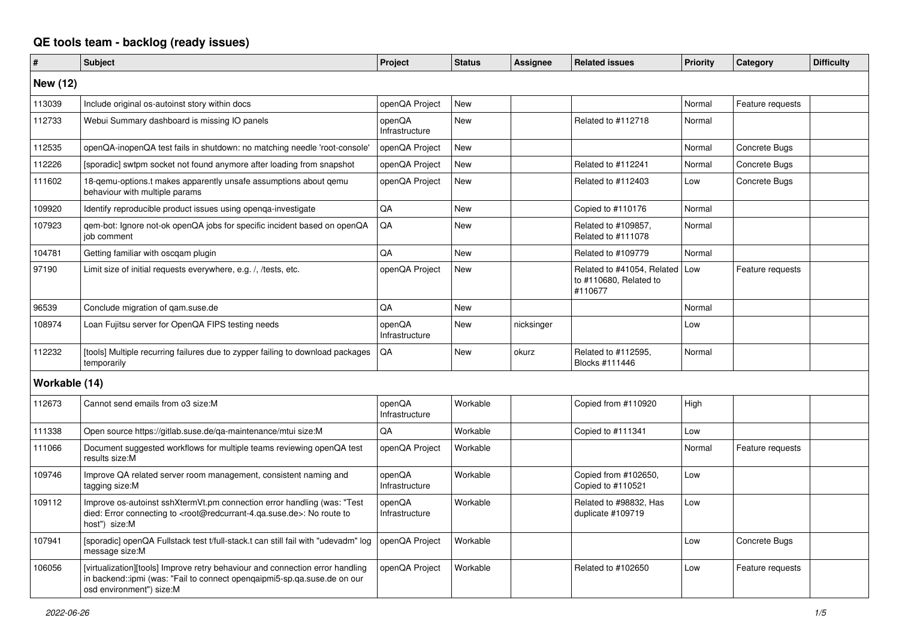# QE tools team - backlog (ready issues)

| # | Subject | Project | Status | Assignee | Related issues | Priority | Category | Difficulty |
|---|---|---|---|---|---|---|---|---|
| **New (12)** | | | | | | | | |
| 113039 | Include original os-autoinst story within docs | openQA Project | New | | | Normal | Feature requests | |
| 112733 | Webui Summary dashboard is missing IO panels | openQA Infrastructure | New | | Related to #112718 | Normal | | |
| 112535 | openQA-inopenQA test fails in shutdown: no matching needle 'root-console' | openQA Project | New | | | Normal | Concrete Bugs | |
| 112226 | [sporadic] swtpm socket not found anymore after loading from snapshot | openQA Project | New | | Related to #112241 | Normal | Concrete Bugs | |
| 111602 | 18-qemu-options.t makes apparently unsafe assumptions about qemu behaviour with multiple params | openQA Project | New | | Related to #112403 | Low | Concrete Bugs | |
| 109920 | Identify reproducible product issues using openqa-investigate | QA | New | | Copied to #110176 | Normal | | |
| 107923 | qem-bot: Ignore not-ok openQA jobs for specific incident based on openQA job comment | QA | New | | Related to #109857, Related to #111078 | Normal | | |
| 104781 | Getting familiar with oscqam plugin | QA | New | | Related to #109779 | Normal | | |
| 97190 | Limit size of initial requests everywhere, e.g. /, /tests, etc. | openQA Project | New | | Related to #41054, Related to #110680, Related to #110677 | Low | Feature requests | |
| 96539 | Conclude migration of qam.suse.de | QA | New | | | Normal | | |
| 108974 | Loan Fujitsu server for OpenQA FIPS testing needs | openQA Infrastructure | New | nicksinger | | Low | | |
| 112232 | [tools] Multiple recurring failures due to zypper failing to download packages temporarily | QA | New | okurz | Related to #112595, Blocks #111446 | Normal | | |
| **Workable (14)** | | | | | | | | |
| 112673 | Cannot send emails from o3 size:M | openQA Infrastructure | Workable | | Copied from #110920 | High | | |
| 111338 | Open source https://gitlab.suse.de/qa-maintenance/mtui size:M | QA | Workable | | Copied to #111341 | Low | | |
| 111066 | Document suggested workflows for multiple teams reviewing openQA test results size:M | openQA Project | Workable | | | Normal | Feature requests | |
| 109746 | Improve QA related server room management, consistent naming and tagging size:M | openQA Infrastructure | Workable | | Copied from #102650, Copied to #110521 | Low | | |
| 109112 | Improve os-autoinst sshXtermVt.pm connection error handling (was: "Test died: Error connecting to <root@redcurrant-4.qa.suse.de>: No route to host") size:M | openQA Infrastructure | Workable | | Related to #98832, Has duplicate #109719 | Low | | |
| 107941 | [sporadic] openQA Fullstack test t/full-stack.t can still fail with "udevadm" log message size:M | openQA Project | Workable | | | Low | Concrete Bugs | |
| 106056 | [virtualization][tools] Improve retry behaviour and connection error handling in backend::ipmi (was: "Fail to connect openqaipmi5-sp.qa.suse.de on our osd environment") size:M | openQA Project | Workable | | Related to #102650 | Low | Feature requests | |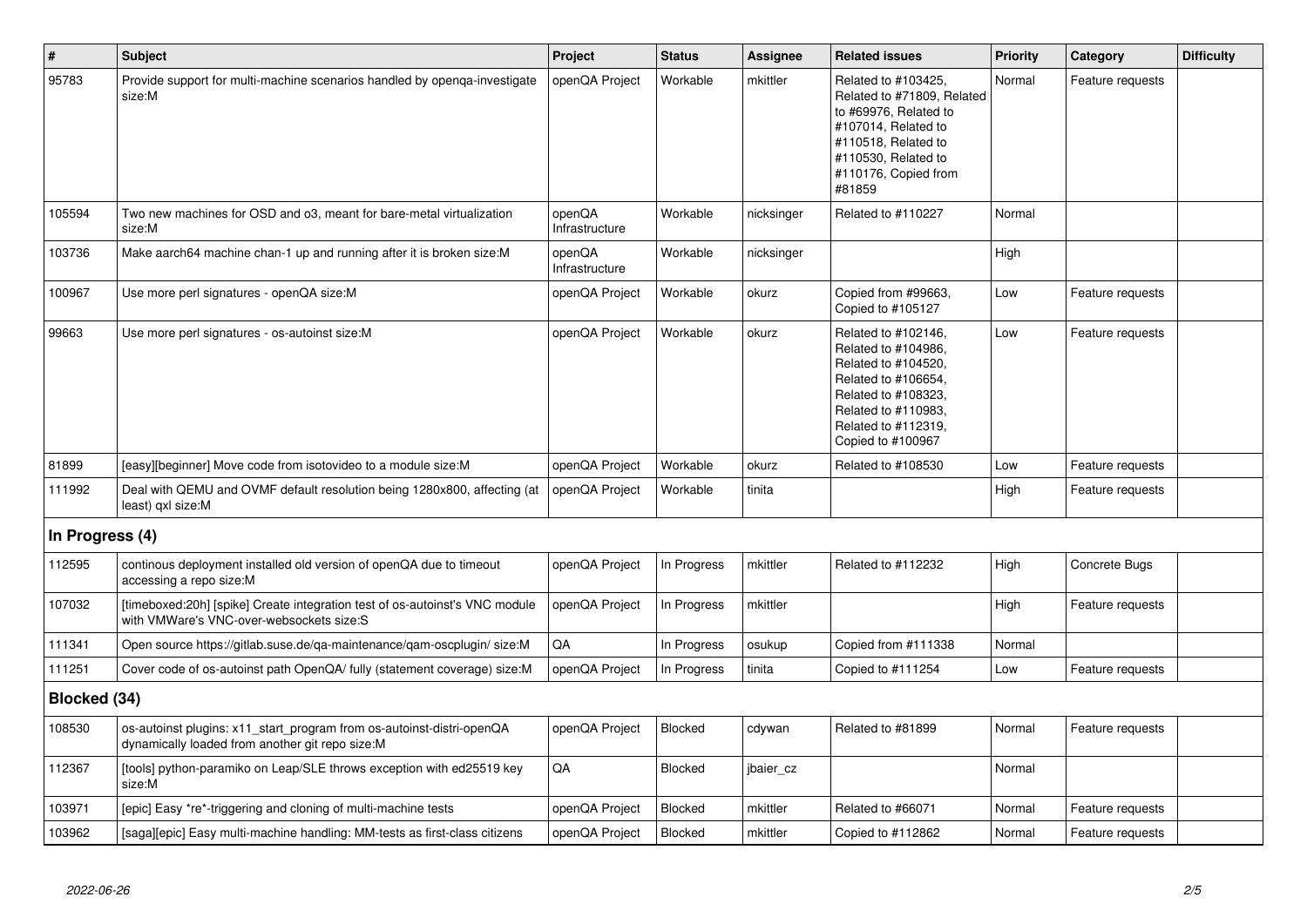| # | Subject | Project | Status | Assignee | Related issues | Priority | Category | Difficulty |
|---|---|---|---|---|---|---|---|---|
| 95783 | Provide support for multi-machine scenarios handled by openqa-investigate size:M | openQA Project | Workable | mkittler | Related to #103425, Related to #71809, Related to #69976, Related to #107014, Related to #110518, Related to #110530, Related to #110176, Copied from #81859 | Normal | Feature requests | |
| 105594 | Two new machines for OSD and o3, meant for bare-metal virtualization size:M | openQA Infrastructure | Workable | nicksinger | Related to #110227 | Normal | | |
| 103736 | Make aarch64 machine chan-1 up and running after it is broken size:M | openQA Infrastructure | Workable | nicksinger | | High | | |
| 100967 | Use more perl signatures - openQA size:M | openQA Project | Workable | okurz | Copied from #99663, Copied to #105127 | Low | Feature requests | |
| 99663 | Use more perl signatures - os-autoinst size:M | openQA Project | Workable | okurz | Related to #102146, Related to #104986, Related to #104520, Related to #106654, Related to #108323, Related to #110983, Related to #112319, Copied to #100967 | Low | Feature requests | |
| 81899 | [easy][beginner] Move code from isotovideo to a module size:M | openQA Project | Workable | okurz | Related to #108530 | Low | Feature requests | |
| 111992 | Deal with QEMU and OVMF default resolution being 1280x800, affecting (at least) qxl size:M | openQA Project | Workable | tinita | | High | Feature requests | |
| **In Progress (4)** | | | | | | | | |
| 112595 | continous deployment installed old version of openQA due to timeout accessing a repo size:M | openQA Project | In Progress | mkittler | Related to #112232 | High | Concrete Bugs | |
| 107032 | [timeboxed:20h] [spike] Create integration test of os-autoinst's VNC module with VMWare's VNC-over-websockets size:S | openQA Project | In Progress | mkittler | | High | Feature requests | |
| 111341 | Open source https://gitlab.suse.de/qa-maintenance/qam-oscplugin/ size:M | QA | In Progress | osukup | Copied from #111338 | Normal | | |
| 111251 | Cover code of os-autoinst path OpenQA/ fully (statement coverage) size:M | openQA Project | In Progress | tinita | Copied to #111254 | Low | Feature requests | |
| **Blocked (34)** | | | | | | | | |
| 108530 | os-autoinst plugins: x11_start_program from os-autoinst-distri-openQA dynamically loaded from another git repo size:M | openQA Project | Blocked | cdywan | Related to #81899 | Normal | Feature requests | |
| 112367 | [tools] python-paramiko on Leap/SLE throws exception with ed25519 key size:M | QA | Blocked | jbaier_cz | | Normal | | |
| 103971 | [epic] Easy *re*-triggering and cloning of multi-machine tests | openQA Project | Blocked | mkittler | Related to #66071 | Normal | Feature requests | |
| 103962 | [saga][epic] Easy multi-machine handling: MM-tests as first-class citizens | openQA Project | Blocked | mkittler | Copied to #112862 | Normal | Feature requests | |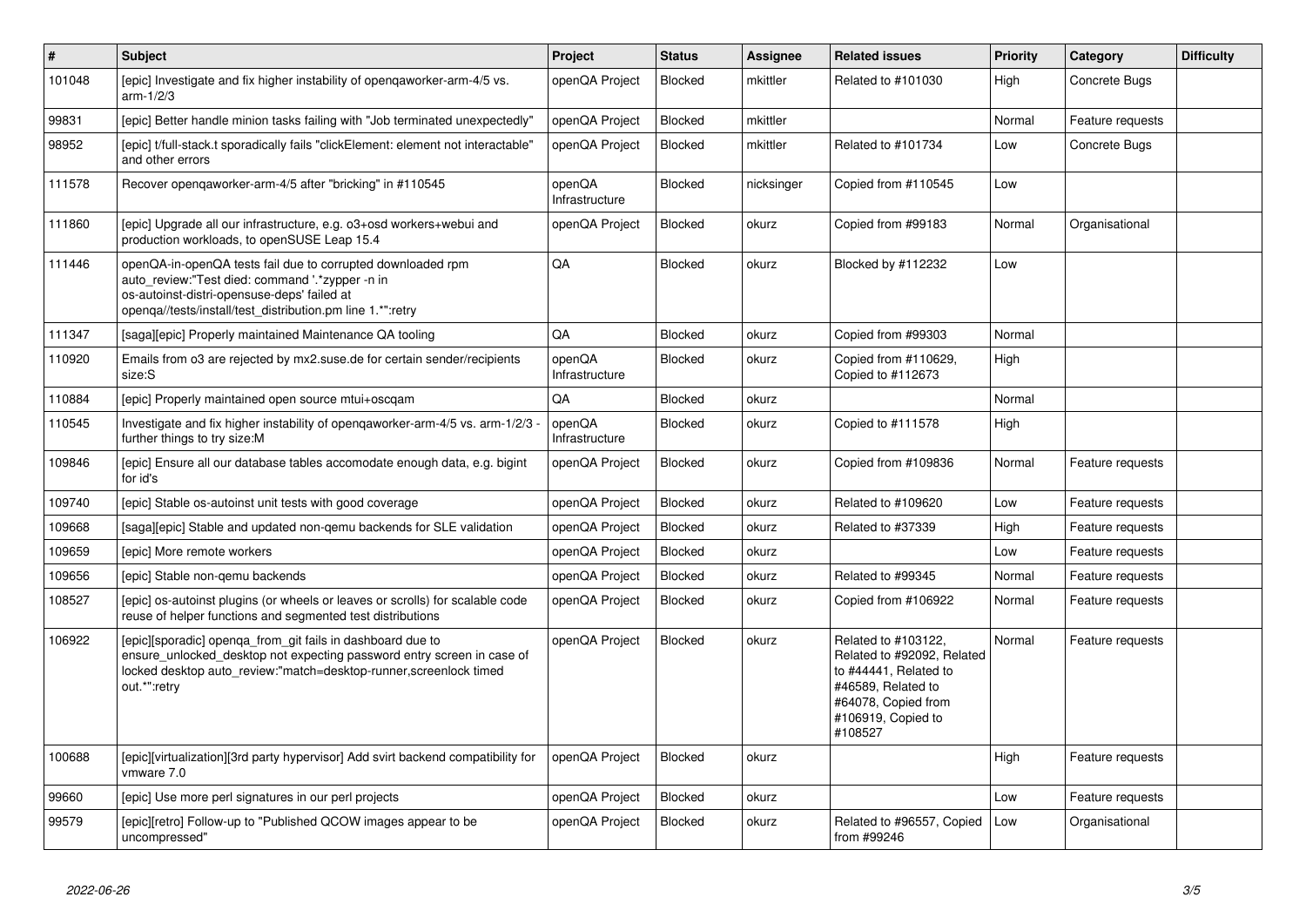| # | Subject | Project | Status | Assignee | Related issues | Priority | Category | Difficulty |
|---|---|---|---|---|---|---|---|---|
| 101048 | [epic] Investigate and fix higher instability of openqaworker-arm-4/5 vs. arm-1/2/3 | openQA Project | Blocked | mkittler | Related to #101030 | High | Concrete Bugs | |
| 99831 | [epic] Better handle minion tasks failing with "Job terminated unexpectedly" | openQA Project | Blocked | mkittler | | Normal | Feature requests | |
| 98952 | [epic] t/full-stack.t sporadically fails "clickElement: element not interactable" and other errors | openQA Project | Blocked | mkittler | Related to #101734 | Low | Concrete Bugs | |
| 111578 | Recover openqaworker-arm-4/5 after "bricking" in #110545 | openQA Infrastructure | Blocked | nicksinger | Copied from #110545 | Low | | |
| 111860 | [epic] Upgrade all our infrastructure, e.g. o3+osd workers+webui and production workloads, to openSUSE Leap 15.4 | openQA Project | Blocked | okurz | Copied from #99183 | Normal | Organisational | |
| 111446 | openQA-in-openQA tests fail due to corrupted downloaded rpm auto_review:"Test died: command '.*zypper -n in os-autoinst-distri-opensuse-deps' failed at openqa//tests/install/test_distribution.pm line 1.*":retry | QA | Blocked | okurz | Blocked by #112232 | Low | | |
| 111347 | [saga][epic] Properly maintained Maintenance QA tooling | QA | Blocked | okurz | Copied from #99303 | Normal | | |
| 110920 | Emails from o3 are rejected by mx2.suse.de for certain sender/recipients size:S | openQA Infrastructure | Blocked | okurz | Copied from #110629, Copied to #112673 | High | | |
| 110884 | [epic] Properly maintained open source mtui+oscqam | QA | Blocked | okurz | | Normal | | |
| 110545 | Investigate and fix higher instability of openqaworker-arm-4/5 vs. arm-1/2/3 - further things to try size:M | openQA Infrastructure | Blocked | okurz | Copied to #111578 | High | | |
| 109846 | [epic] Ensure all our database tables accomodate enough data, e.g. bigint for id's | openQA Project | Blocked | okurz | Copied from #109836 | Normal | Feature requests | |
| 109740 | [epic] Stable os-autoinst unit tests with good coverage | openQA Project | Blocked | okurz | Related to #109620 | Low | Feature requests | |
| 109668 | [saga][epic] Stable and updated non-qemu backends for SLE validation | openQA Project | Blocked | okurz | Related to #37339 | High | Feature requests | |
| 109659 | [epic] More remote workers | openQA Project | Blocked | okurz | | Low | Feature requests | |
| 109656 | [epic] Stable non-qemu backends | openQA Project | Blocked | okurz | Related to #99345 | Normal | Feature requests | |
| 108527 | [epic] os-autoinst plugins (or wheels or leaves or scrolls) for scalable code reuse of helper functions and segmented test distributions | openQA Project | Blocked | okurz | Copied from #106922 | Normal | Feature requests | |
| 106922 | [epic][sporadic] openqa_from_git fails in dashboard due to ensure_unlocked_desktop not expecting password entry screen in case of locked desktop auto_review:"match=desktop-runner,screenlock timed out.*":retry | openQA Project | Blocked | okurz | Related to #103122, Related to #92092, Related to #44441, Related to #46589, Related to #64078, Copied from #106919, Copied to #108527 | Normal | Feature requests | |
| 100688 | [epic][virtualization][3rd party hypervisor] Add svirt backend compatibility for vmware 7.0 | openQA Project | Blocked | okurz | | High | Feature requests | |
| 99660 | [epic] Use more perl signatures in our perl projects | openQA Project | Blocked | okurz | | Low | Feature requests | |
| 99579 | [epic][retro] Follow-up to "Published QCOW images appear to be uncompressed" | openQA Project | Blocked | okurz | Related to #96557, Copied from #99246 | Low | Organisational | |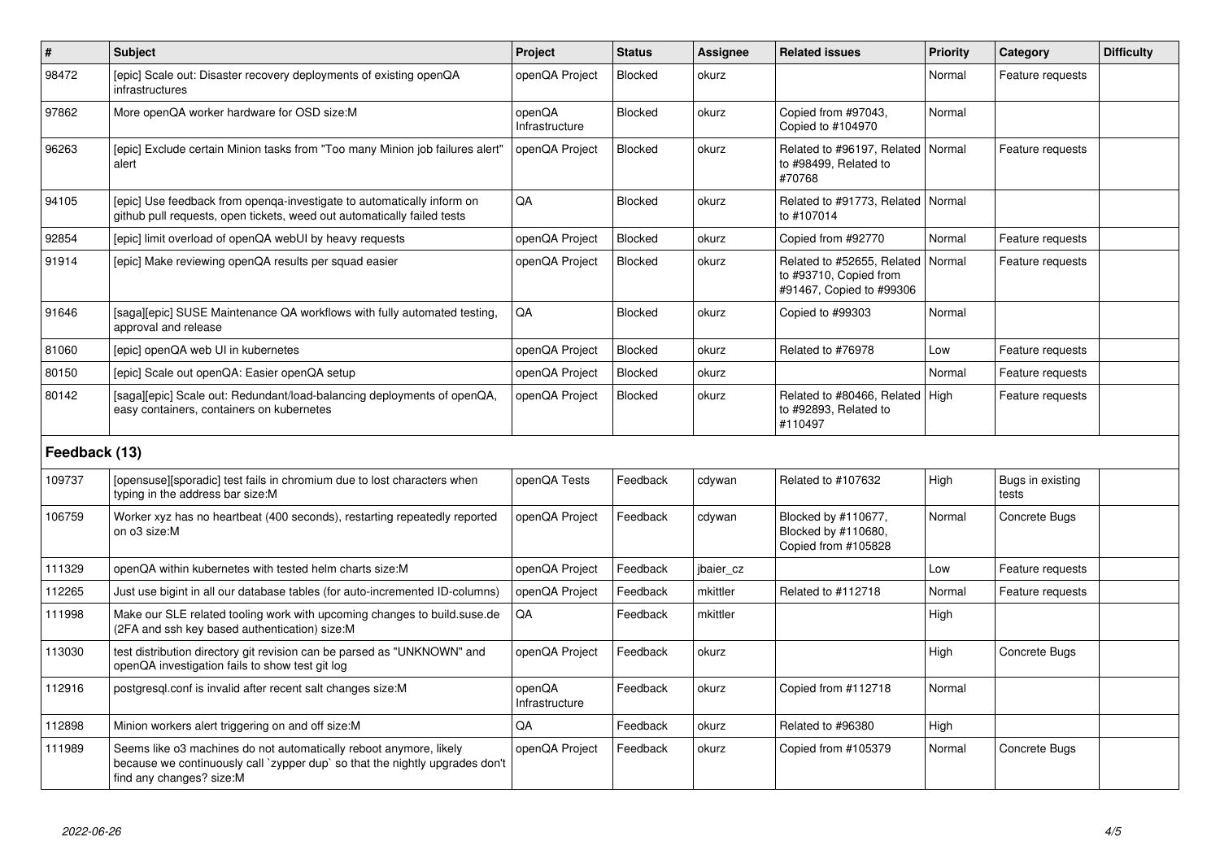| # | Subject | Project | Status | Assignee | Related issues | Priority | Category | Difficulty |
|---|---|---|---|---|---|---|---|---|
| 98472 | [epic] Scale out: Disaster recovery deployments of existing openQA infrastructures | openQA Project | Blocked | okurz | | Normal | Feature requests | |
| 97862 | More openQA worker hardware for OSD size:M | openQA Infrastructure | Blocked | okurz | Copied from #97043, Copied to #104970 | Normal | | |
| 96263 | [epic] Exclude certain Minion tasks from "Too many Minion job failures alert" alert | openQA Project | Blocked | okurz | Related to #96197, Related to #98499, Related to #70768 | Normal | Feature requests | |
| 94105 | [epic] Use feedback from openqa-investigate to automatically inform on github pull requests, open tickets, weed out automatically failed tests | QA | Blocked | okurz | Related to #91773, Related to #107014 | Normal | | |
| 92854 | [epic] limit overload of openQA webUI by heavy requests | openQA Project | Blocked | okurz | Copied from #92770 | Normal | Feature requests | |
| 91914 | [epic] Make reviewing openQA results per squad easier | openQA Project | Blocked | okurz | Related to #52655, Related to #93710, Copied from #91467, Copied to #99306 | Normal | Feature requests | |
| 91646 | [saga][epic] SUSE Maintenance QA workflows with fully automated testing, approval and release | QA | Blocked | okurz | Copied to #99303 | Normal | | |
| 81060 | [epic] openQA web UI in kubernetes | openQA Project | Blocked | okurz | Related to #76978 | Low | Feature requests | |
| 80150 | [epic] Scale out openQA: Easier openQA setup | openQA Project | Blocked | okurz | | Normal | Feature requests | |
| 80142 | [saga][epic] Scale out: Redundant/load-balancing deployments of openQA, easy containers, containers on kubernetes | openQA Project | Blocked | okurz | Related to #80466, Related to #92893, Related to #110497 | High | Feature requests | |
| **Feedback (13)** | | | | | | | | |
| 109737 | [opensuse][sporadic] test fails in chromium due to lost characters when typing in the address bar size:M | openQA Tests | Feedback | cdywan | Related to #107632 | High | Bugs in existing tests | |
| 106759 | Worker xyz has no heartbeat (400 seconds), restarting repeatedly reported on o3 size:M | openQA Project | Feedback | cdywan | Blocked by #110677, Blocked by #110680, Copied from #105828 | Normal | Concrete Bugs | |
| 111329 | openQA within kubernetes with tested helm charts size:M | openQA Project | Feedback | jbaier_cz | | Low | Feature requests | |
| 112265 | Just use bigint in all our database tables (for auto-incremented ID-columns) | openQA Project | Feedback | mkittler | Related to #112718 | Normal | Feature requests | |
| 111998 | Make our SLE related tooling work with upcoming changes to build.suse.de (2FA and ssh key based authentication) size:M | QA | Feedback | mkittler | | High | | |
| 113030 | test distribution directory git revision can be parsed as "UNKNOWN" and openQA investigation fails to show test git log | openQA Project | Feedback | okurz | | High | Concrete Bugs | |
| 112916 | postgresql.conf is invalid after recent salt changes size:M | openQA Infrastructure | Feedback | okurz | Copied from #112718 | Normal | | |
| 112898 | Minion workers alert triggering on and off size:M | QA | Feedback | okurz | Related to #96380 | High | | |
| 111989 | Seems like o3 machines do not automatically reboot anymore, likely because we continuously call `zypper dup` so that the nightly upgrades don't find any changes? size:M | openQA Project | Feedback | okurz | Copied from #105379 | Normal | Concrete Bugs | |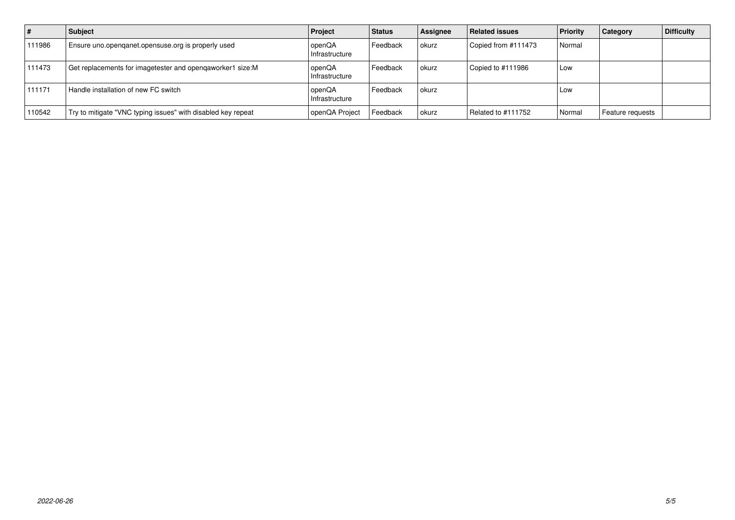| # | Subject | Project | Status | Assignee | Related issues | Priority | Category | Difficulty |
| --- | --- | --- | --- | --- | --- | --- | --- | --- |
| 111986 | Ensure uno.openqanet.opensuse.org is properly used | openQA Infrastructure | Feedback | okurz | Copied from #111473 | Normal | | |
| 111473 | Get replacements for imagetester and openqaworker1 size:M | openQA Infrastructure | Feedback | okurz | Copied to #111986 | Low | | |
| 111171 | Handle installation of new FC switch | openQA Infrastructure | Feedback | okurz | | Low | | |
| 110542 | Try to mitigate "VNC typing issues" with disabled key repeat | openQA Project | Feedback | okurz | Related to #111752 | Normal | Feature requests | |

*2022-06-26*